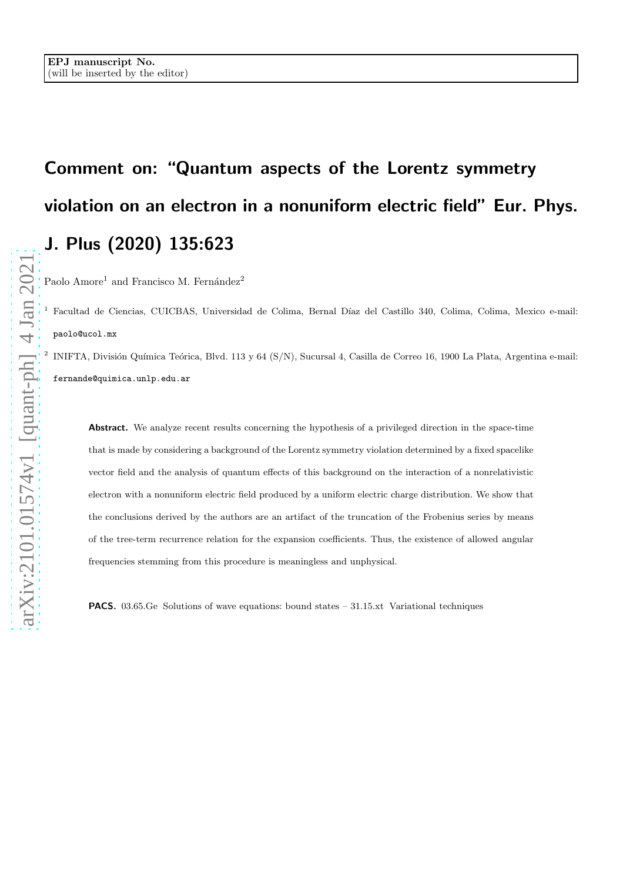EPJ manuscript No.
(will be inserted by the editor)

# Comment on: "Quantum aspects of the Lorentz symmetry violation on an electron in a nonuniform electric field" Eur. Phys. J. Plus (2020) 135:623

Paolo Amore[1] and Francisco M. Fernández[2]

[1] Facultad de Ciencias, CUICBAS, Universidad de Colima, Bernal Díaz del Castillo 340, Colima, Colima, Mexico e-mail: paolo@ucol.mx

[2] INIFTA, División Química Teórica, Blvd. 113 y 64 (S/N), Sucursal 4, Casilla de Correo 16, 1900 La Plata, Argentina e-mail: fernande@quimica.unlp.edu.ar

**Abstract.** We analyze recent results concerning the hypothesis of a privileged direction in the space-time that is made by considering a background of the Lorentz symmetry violation determined by a fixed spacelike vector field and the analysis of quantum effects of this background on the interaction of a nonrelativistic electron with a nonuniform electric field produced by a uniform electric charge distribution. We show that the conclusions derived by the authors are an artifact of the truncation of the Frobenius series by means of the tree-term recurrence relation for the expansion coefficients. Thus, the existence of allowed angular frequencies stemming from this procedure is meaningless and unphysical.

**PACS.** 03.65.Ge Solutions of wave equations: bound states – 31.15.xt Variational techniques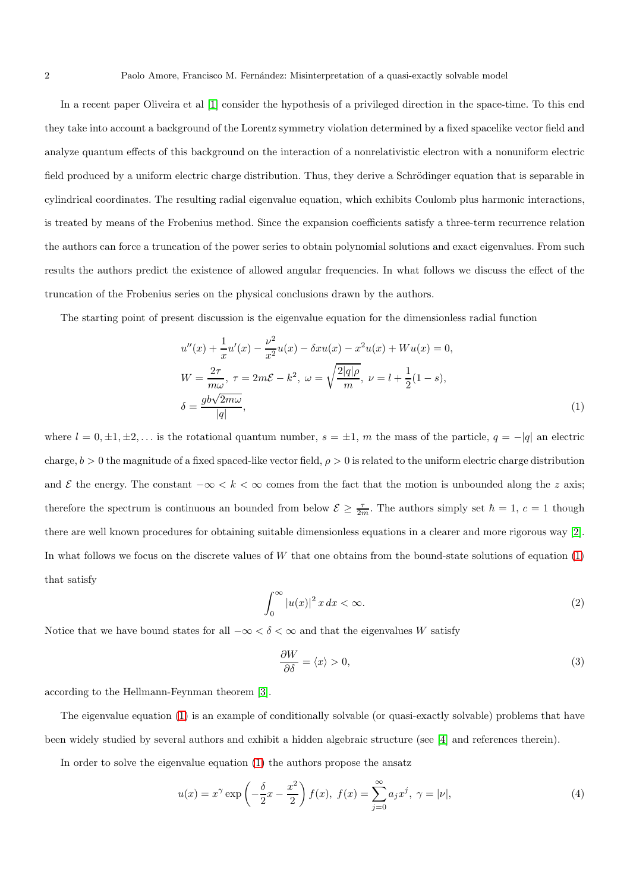In a recent paper Oliveira et al [1] consider the hypothesis of a privileged direction in the space-time. To this end they take into account a background of the Lorentz symmetry violation determined by a fixed spacelike vector field and analyze quantum effects of this background on the interaction of a nonrelativistic electron with a nonuniform electric field produced by a uniform electric charge distribution. Thus, they derive a Schrödinger equation that is separable in cylindrical coordinates. The resulting radial eigenvalue equation, which exhibits Coulomb plus harmonic interactions, is treated by means of the Frobenius method. Since the expansion coefficients satisfy a three-term recurrence relation the authors can force a truncation of the power series to obtain polynomial solutions and exact eigenvalues. From such results the authors predict the existence of allowed angular frequencies. In what follows we discuss the effect of the truncation of the Frobenius series on the physical conclusions drawn by the authors.

The starting point of present discussion is the eigenvalue equation for the dimensionless radial function

$$
\begin{aligned}
& u''(x) + \frac{1}{x}u'(x) - \frac{\nu^2}{x^2}u(x) - \delta x u(x) - x^2 u(x) + W u(x) = 0, \\
& W = \frac{2\tau}{m\omega},\ \tau = 2m\mathcal{E} - k^2,\ \omega = \sqrt{\frac{2|q|\rho}{m}},\ \nu = l + \frac{1}{2}(1-s), \\
& \delta = \frac{gb\sqrt{2m\omega}}{|q|},
\end{aligned}
\tag{1}
$$

where $l = 0, \pm 1, \pm 2, \ldots$ is the rotational quantum number, $s = \pm 1$, $m$ the mass of the particle, $q = -|q|$ an electric charge, $b > 0$ the magnitude of a fixed spaced-like vector field, $\rho > 0$ is related to the uniform electric charge distribution and $\mathcal{E}$ the energy. The constant $-\infty < k < \infty$ comes from the fact that the motion is unbounded along the $z$ axis; therefore the spectrum is continuous an bounded from below $\mathcal{E} \geq \frac{\tau}{2m}$. The authors simply set $\hbar = 1$, $c = 1$ though there are well known procedures for obtaining suitable dimensionless equations in a clearer and more rigorous way [2]. In what follows we focus on the discrete values of $W$ that one obtains from the bound-state solutions of equation (1) that satisfy

$$
\int_0^\infty |u(x)|^2\, x\, dx < \infty.
\tag{2}
$$

Notice that we have bound states for all $-\infty < \delta < \infty$ and that the eigenvalues $W$ satisfy

$$
\frac{\partial W}{\partial \delta} = \langle x \rangle > 0,
\tag{3}
$$

according to the Hellmann-Feynman theorem [3].

The eigenvalue equation (1) is an example of conditionally solvable (or quasi-exactly solvable) problems that have been widely studied by several authors and exhibit a hidden algebraic structure (see [4] and references therein).

In order to solve the eigenvalue equation (1) the authors propose the ansatz

$$
u(x) = x^\gamma \exp\left(-\frac{\delta}{2}x - \frac{x^2}{2}\right) f(x),\ f(x) = \sum_{j=0}^{\infty} a_j x^j,\ \gamma = |\nu|,
\tag{4}
$$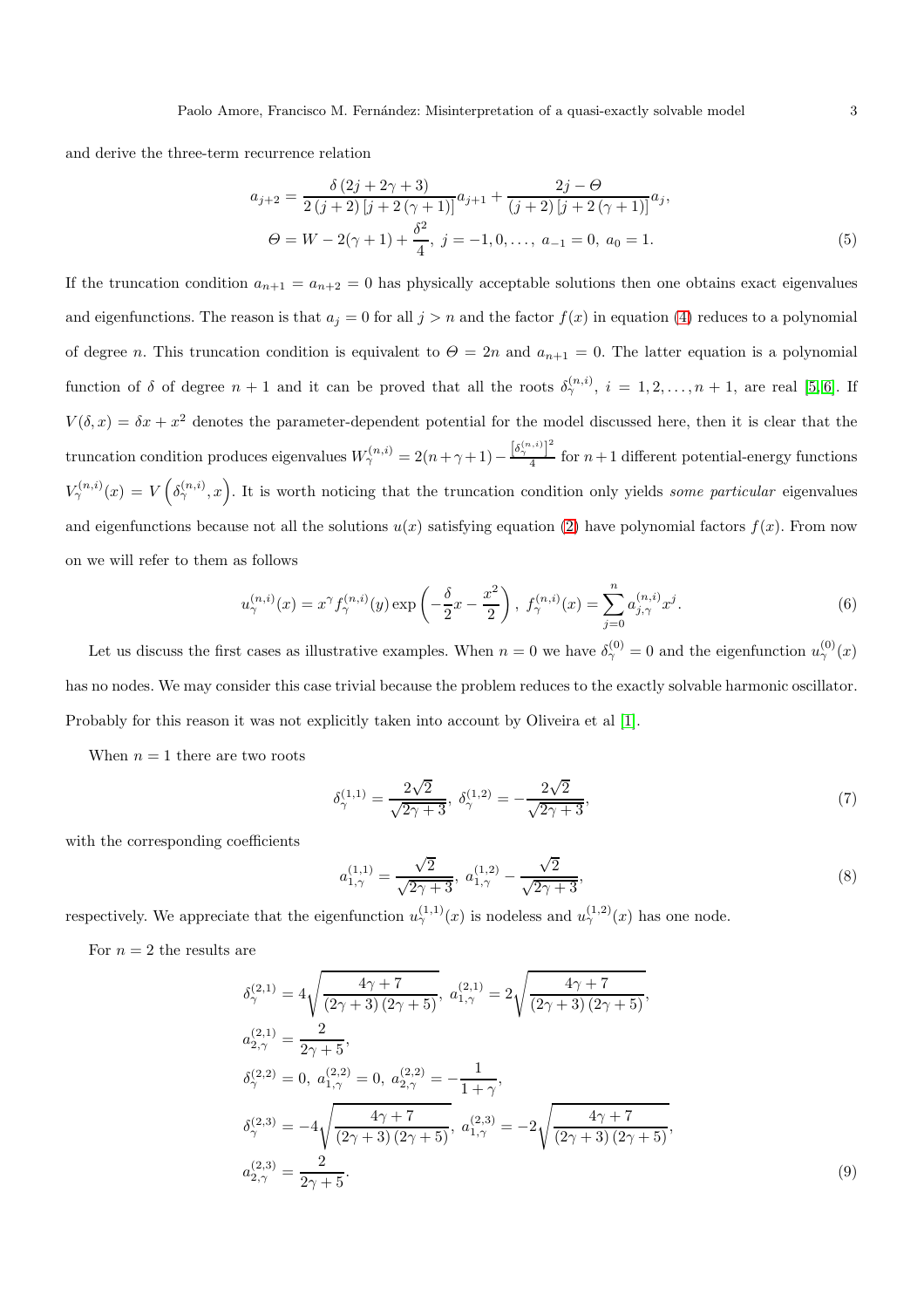and derive the three-term recurrence relation

$$
\begin{aligned}
a_{j+2} &= \frac{\delta\left(2j+2\gamma+3\right)}{2\left(j+2\right)\left[j+2\left(\gamma+1\right)\right]}a_{j+1}+\frac{2j-\Theta}{\left(j+2\right)\left[j+2\left(\gamma+1\right)\right]}a_{j}, \\
\Theta &= W-2(\gamma+1)+\frac{\delta^{2}}{4},\ j=-1,0,\ldots,\ a_{-1}=0,\ a_{0}=1.
\end{aligned} \tag{5}
$$

If the truncation condition $a_{n+1}=a_{n+2}=0$ has physically acceptable solutions then one obtains exact eigenvalues and eigenfunctions. The reason is that $a_j=0$ for all $j>n$ and the factor $f(x)$ in equation (4) reduces to a polynomial of degree $n$. This truncation condition is equivalent to $\Theta=2n$ and $a_{n+1}=0$. The latter equation is a polynomial function of $\delta$ of degree $n+1$ and it can be proved that all the roots $\delta_\gamma^{(n,i)}$, $i=1,2,\ldots,n+1$, are real [5, 6]. If $V(\delta,x)=\delta x+x^2$ denotes the parameter-dependent potential for the model discussed here, then it is clear that the truncation condition produces eigenvalues $W_\gamma^{(n,i)}=2(n+\gamma+1)-\frac{\left[\delta_\gamma^{(n,i)}\right]^2}{4}$ for $n+1$ different potential-energy functions $V_\gamma^{(n,i)}(x)=V\left(\delta_\gamma^{(n,i)},x\right)$. It is worth noticing that the truncation condition only yields *some particular* eigenvalues and eigenfunctions because not all the solutions $u(x)$ satisfying equation (2) have polynomial factors $f(x)$. From now on we will refer to them as follows

$$
u_\gamma^{(n,i)}(x)=x^\gamma f_\gamma^{(n,i)}(y)\exp\left(-\frac{\delta}{2}x-\frac{x^2}{2}\right),\ f_\gamma^{(n,i)}(x)=\sum_{j=0}^{n}a_{j,\gamma}^{(n,i)}x^j. \tag{6}
$$

Let us discuss the first cases as illustrative examples. When $n=0$ we have $\delta_\gamma^{(0)}=0$ and the eigenfunction $u_\gamma^{(0)}(x)$ has no nodes. We may consider this case trivial because the problem reduces to the exactly solvable harmonic oscillator. Probably for this reason it was not explicitly taken into account by Oliveira et al [1].

When $n=1$ there are two roots

$$
\delta_\gamma^{(1,1)}=\frac{2\sqrt{2}}{\sqrt{2\gamma+3}},\ \delta_\gamma^{(1,2)}=-\frac{2\sqrt{2}}{\sqrt{2\gamma+3}}, \tag{7}
$$

with the corresponding coefficients

$$
a_{1,\gamma}^{(1,1)}=\frac{\sqrt{2}}{\sqrt{2\gamma+3}},\ a_{1,\gamma}^{(1,2)}-\frac{\sqrt{2}}{\sqrt{2\gamma+3}}, \tag{8}
$$

respectively. We appreciate that the eigenfunction $u_\gamma^{(1,1)}(x)$ is nodeless and $u_\gamma^{(1,2)}(x)$ has one node.

For $n=2$ the results are

$$
\begin{aligned}
\delta_\gamma^{(2,1)} &= 4\sqrt{\frac{4\gamma+7}{\left(2\gamma+3\right)\left(2\gamma+5\right)}},\ a_{1,\gamma}^{(2,1)}=2\sqrt{\frac{4\gamma+7}{\left(2\gamma+3\right)\left(2\gamma+5\right)}}, \\
a_{2,\gamma}^{(2,1)} &= \frac{2}{2\gamma+5}, \\
\delta_\gamma^{(2,2)} &= 0,\ a_{1,\gamma}^{(2,2)}=0,\ a_{2,\gamma}^{(2,2)}=-\frac{1}{1+\gamma}, \\
\delta_\gamma^{(2,3)} &= -4\sqrt{\frac{4\gamma+7}{\left(2\gamma+3\right)\left(2\gamma+5\right)}},\ a_{1,\gamma}^{(2,3)}=-2\sqrt{\frac{4\gamma+7}{\left(2\gamma+3\right)\left(2\gamma+5\right)}}, \\
a_{2,\gamma}^{(2,3)} &= \frac{2}{2\gamma+5}.
\end{aligned} \tag{9}
$$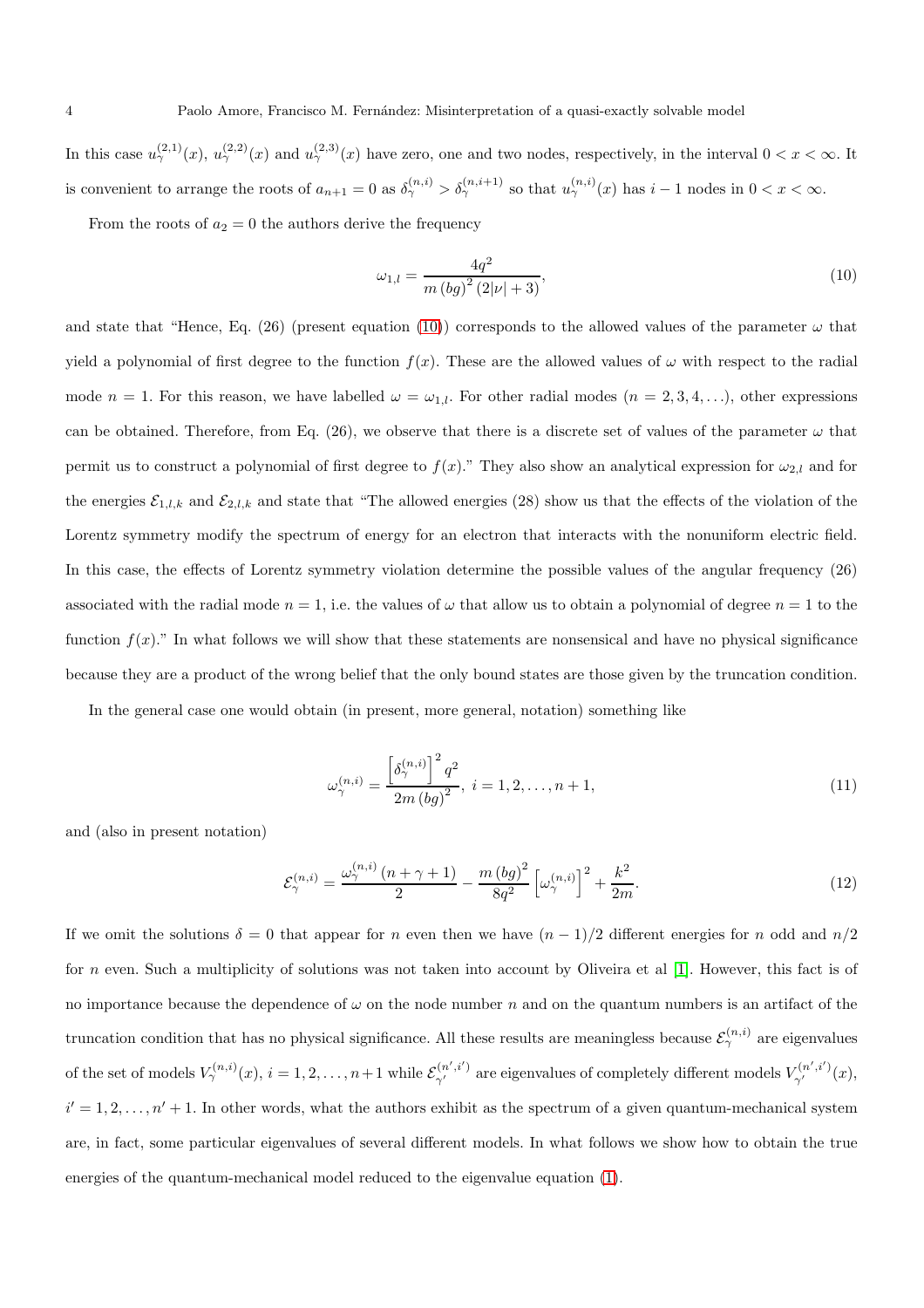In this case $u_{\gamma}^{(2,1)}(x)$, $u_{\gamma}^{(2,2)}(x)$ and $u_{\gamma}^{(2,3)}(x)$ have zero, one and two nodes, respectively, in the interval $0<x<\infty$. It is convenient to arrange the roots of $a_{n+1}=0$ as $\delta_{\gamma}^{(n,i)}>\delta_{\gamma}^{(n,i+1)}$ so that $u_{\gamma}^{(n,i)}(x)$ has $i-1$ nodes in $0<x<\infty$.

From the roots of $a_2=0$ the authors derive the frequency

$$
\omega_{1,l}=\frac{4q^2}{m\left(bg\right)^2\left(2|\nu|+3\right)}, \tag{10}
$$

and state that "Hence, Eq. (26) (present equation (10)) corresponds to the allowed values of the parameter $\omega$ that yield a polynomial of first degree to the function $f(x)$. These are the allowed values of $\omega$ with respect to the radial mode $n=1$. For this reason, we have labelled $\omega=\omega_{1,l}$. For other radial modes ($n=2,3,4,\ldots$), other expressions can be obtained. Therefore, from Eq. (26), we observe that there is a discrete set of values of the parameter $\omega$ that permit us to construct a polynomial of first degree to $f(x)$." They also show an analytical expression for $\omega_{2,l}$ and for the energies $\mathcal{E}_{1,l,k}$ and $\mathcal{E}_{2,l,k}$ and state that "The allowed energies (28) show us that the effects of the violation of the Lorentz symmetry modify the spectrum of energy for an electron that interacts with the nonuniform electric field. In this case, the effects of Lorentz symmetry violation determine the possible values of the angular frequency (26) associated with the radial mode $n=1$, i.e. the values of $\omega$ that allow us to obtain a polynomial of degree $n=1$ to the function $f(x)$." In what follows we will show that these statements are nonsensical and have no physical significance because they are a product of the wrong belief that the only bound states are those given by the truncation condition.

In the general case one would obtain (in present, more general, notation) something like

$$
\omega_{\gamma}^{(n,i)}=\frac{\left[\delta_{\gamma}^{(n,i)}\right]^2q^2}{2m\left(bg\right)^2},\ i=1,2,\ldots,n+1, \tag{11}
$$

and (also in present notation)

$$
\mathcal{E}_{\gamma}^{(n,i)}=\frac{\omega_{\gamma}^{(n,i)}\left(n+\gamma+1\right)}{2}-\frac{m\left(bg\right)^2}{8q^2}\left[\omega_{\gamma}^{(n,i)}\right]^2+\frac{k^2}{2m}. \tag{12}
$$

If we omit the solutions $\delta=0$ that appear for $n$ even then we have $(n-1)/2$ different energies for $n$ odd and $n/2$ for $n$ even. Such a multiplicity of solutions was not taken into account by Oliveira et al [1]. However, this fact is of no importance because the dependence of $\omega$ on the node number $n$ and on the quantum numbers is an artifact of the truncation condition that has no physical significance. All these results are meaningless because $\mathcal{E}_{\gamma}^{(n,i)}$ are eigenvalues of the set of models $V_{\gamma}^{(n,i)}(x)$, $i=1,2,\ldots,n+1$ while $\mathcal{E}_{\gamma'}^{(n',i')}$ are eigenvalues of completely different models $V_{\gamma'}^{(n',i')}(x)$, $i'=1,2,\ldots,n'+1$. In other words, what the authors exhibit as the spectrum of a given quantum-mechanical system are, in fact, some particular eigenvalues of several different models. In what follows we show how to obtain the true energies of the quantum-mechanical model reduced to the eigenvalue equation (1).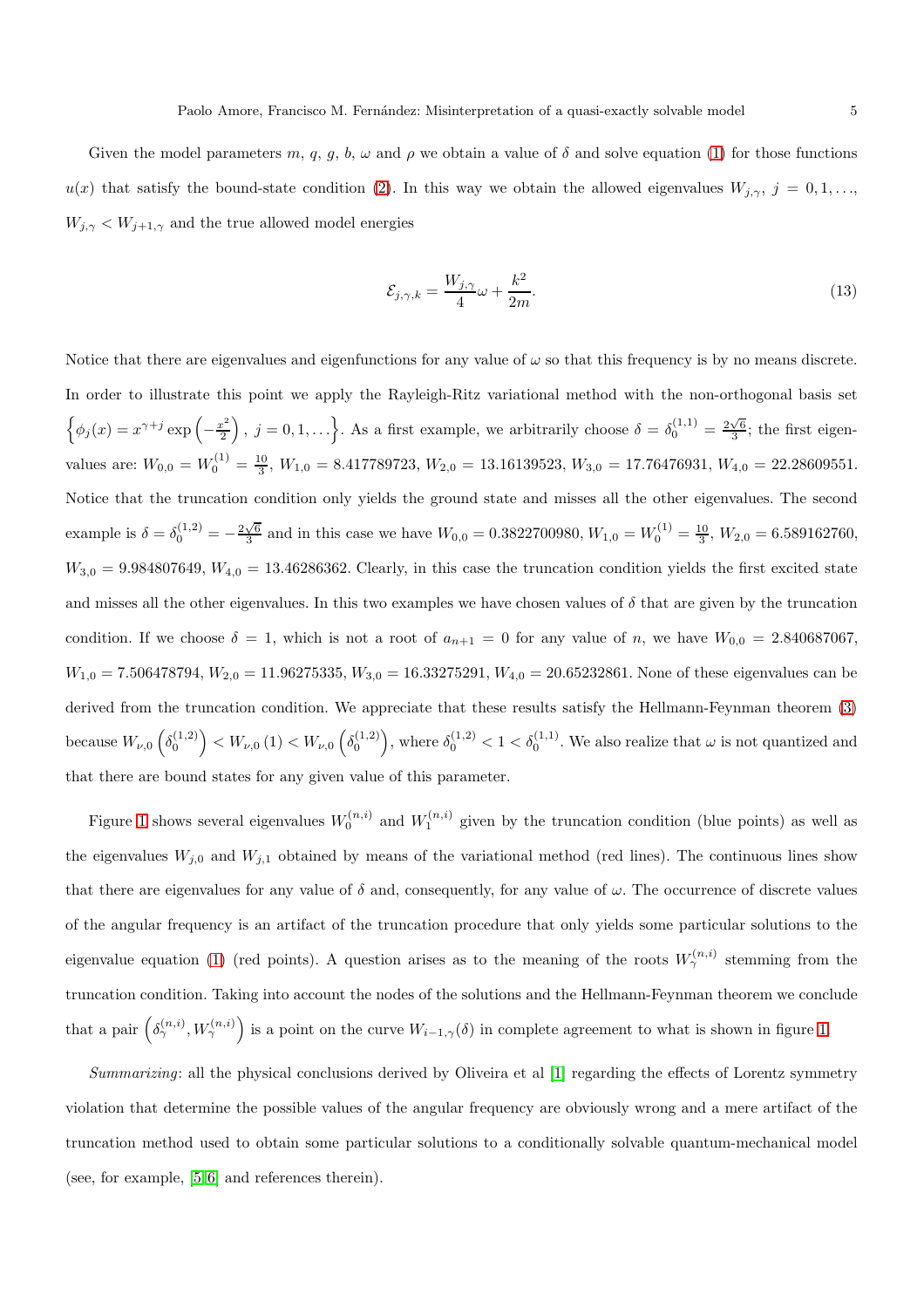Given the model parameters $m$, $q$, $g$, $b$, $\omega$ and $\rho$ we obtain a value of $\delta$ and solve equation (1) for those functions $u(x)$ that satisfy the bound-state condition (2). In this way we obtain the allowed eigenvalues $W_{j,\gamma}$, $j = 0, 1, \ldots$, $W_{j,\gamma} < W_{j+1,\gamma}$ and the true allowed model energies

$$\mathcal{E}_{j,\gamma,k} = \frac{W_{j,\gamma}}{4}\omega + \frac{k^2}{2m}. \tag{13}$$

Notice that there are eigenvalues and eigenfunctions for any value of $\omega$ so that this frequency is by no means discrete. In order to illustrate this point we apply the Rayleigh-Ritz variational method with the non-orthogonal basis set $\left\{\phi_j(x) = x^{\gamma+j}\exp\left(-\frac{x^2}{2}\right),\ j = 0, 1, \ldots\right\}$. As a first example, we arbitrarily choose $\delta = \delta_0^{(1,1)} = \frac{2\sqrt{6}}{3}$; the first eigenvalues are: $W_{0,0} = W_0^{(1)} = \frac{10}{3}$, $W_{1,0} = 8.417789723$, $W_{2,0} = 13.16139523$, $W_{3,0} = 17.76476931$, $W_{4,0} = 22.28609551$. Notice that the truncation condition only yields the ground state and misses all the other eigenvalues. The second example is $\delta = \delta_0^{(1,2)} = -\frac{2\sqrt{6}}{3}$ and in this case we have $W_{0,0} = 0.3822700980$, $W_{1,0} = W_0^{(1)} = \frac{10}{3}$, $W_{2,0} = 6.589162760$, $W_{3,0} = 9.984807649$, $W_{4,0} = 13.46286362$. Clearly, in this case the truncation condition yields the first excited state and misses all the other eigenvalues. In this two examples we have chosen values of $\delta$ that are given by the truncation condition. If we choose $\delta = 1$, which is not a root of $a_{n+1} = 0$ for any value of $n$, we have $W_{0,0} = 2.840687067$, $W_{1,0} = 7.506478794$, $W_{2,0} = 11.96275335$, $W_{3,0} = 16.33275291$, $W_{4,0} = 20.65232861$. None of these eigenvalues can be derived from the truncation condition. We appreciate that these results satisfy the Hellmann-Feynman theorem (3) because $W_{\nu,0}\left(\delta_0^{(1,2)}\right) < W_{\nu,0}(1) < W_{\nu,0}\left(\delta_0^{(1,2)}\right)$, where $\delta_0^{(1,2)} < 1 < \delta_0^{(1,1)}$. We also realize that $\omega$ is not quantized and that there are bound states for any given value of this parameter.

Figure 1 shows several eigenvalues $W_0^{(n,i)}$ and $W_1^{(n,i)}$ given by the truncation condition (blue points) as well as the eigenvalues $W_{j,0}$ and $W_{j,1}$ obtained by means of the variational method (red lines). The continuous lines show that there are eigenvalues for any value of $\delta$ and, consequently, for any value of $\omega$. The occurrence of discrete values of the angular frequency is an artifact of the truncation procedure that only yields some particular solutions to the eigenvalue equation (1) (red points). A question arises as to the meaning of the roots $W_\gamma^{(n,i)}$ stemming from the truncation condition. Taking into account the nodes of the solutions and the Hellmann-Feynman theorem we conclude that a pair $\left(\delta_\gamma^{(n,i)}, W_\gamma^{(n,i)}\right)$ is a point on the curve $W_{i-1,\gamma}(\delta)$ in complete agreement to what is shown in figure 1.

*Summarizing*: all the physical conclusions derived by Oliveira et al [1] regarding the effects of Lorentz symmetry violation that determine the possible values of the angular frequency are obviously wrong and a mere artifact of the truncation method used to obtain some particular solutions to a conditionally solvable quantum-mechanical model (see, for example, [5, 6] and references therein).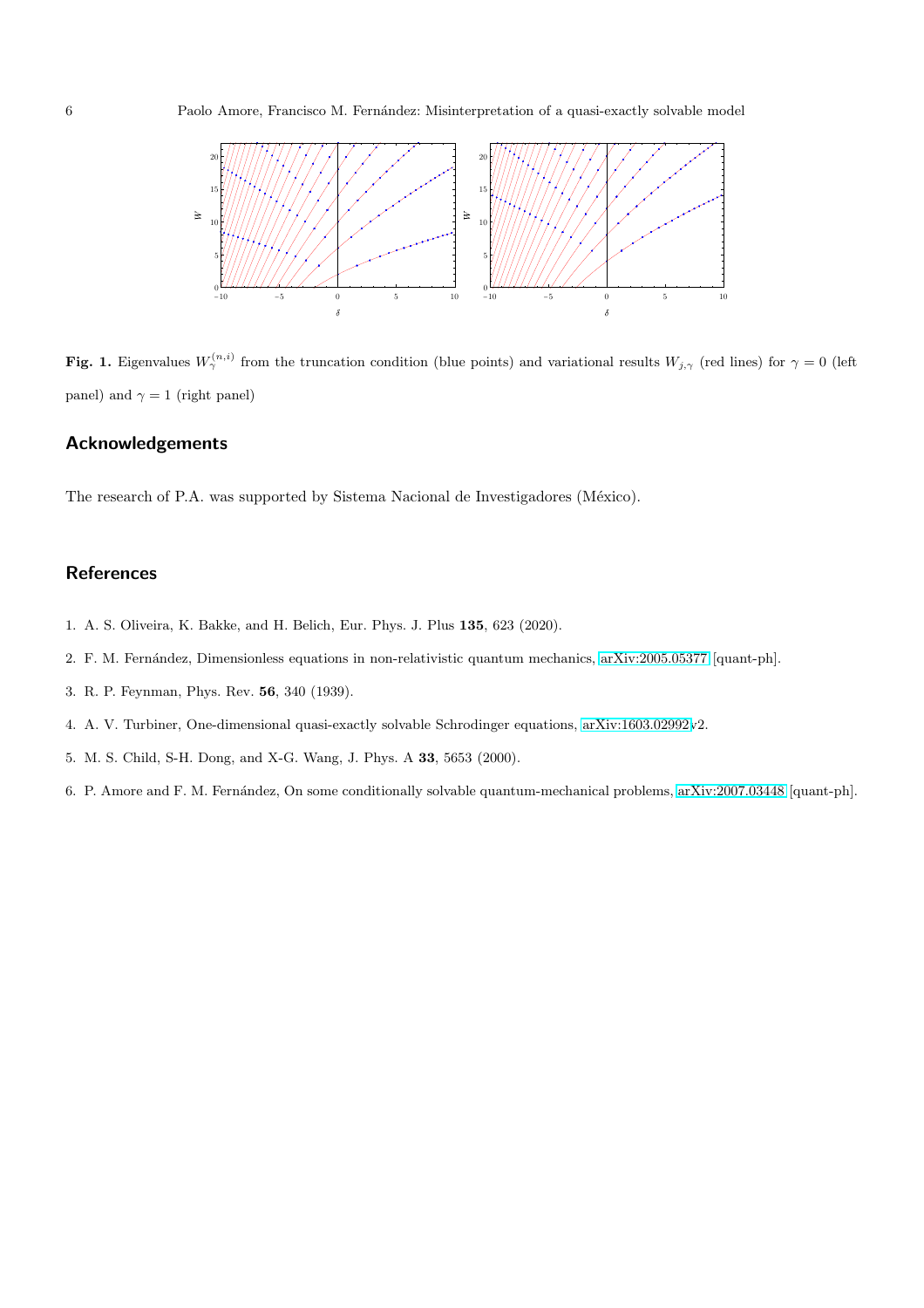W

W

−10 −5 0 5 10

δ

0 5 10 15 20

−10 −5 0 5 10

δ

0 5 10 15 20

**Fig. 1.** Eigenvalues $W_{\gamma}^{(n,i)}$ from the truncation condition (blue points) and variational results $W_{j,\gamma}$ (red lines) for $\gamma = 0$ (left panel) and $\gamma = 1$ (right panel)

## Acknowledgements

The research of P.A. was supported by Sistema Nacional de Investigadores (México).

## References

1. A. S. Oliveira, K. Bakke, and H. Belich, Eur. Phys. J. Plus **135**, 623 (2020).
2. F. M. Fernández, Dimensionless equations in non-relativistic quantum mechanics, arXiv:2005.05377 [quant-ph].
3. R. P. Feynman, Phys. Rev. **56**, 340 (1939).
4. A. V. Turbiner, One-dimensional quasi-exactly solvable Schrodinger equations, arXiv:1603.02992v2.
5. M. S. Child, S-H. Dong, and X-G. Wang, J. Phys. A **33**, 5653 (2000).
6. P. Amore and F. M. Fernández, On some conditionally solvable quantum-mechanical problems, arXiv:2007.03448 [quant-ph].